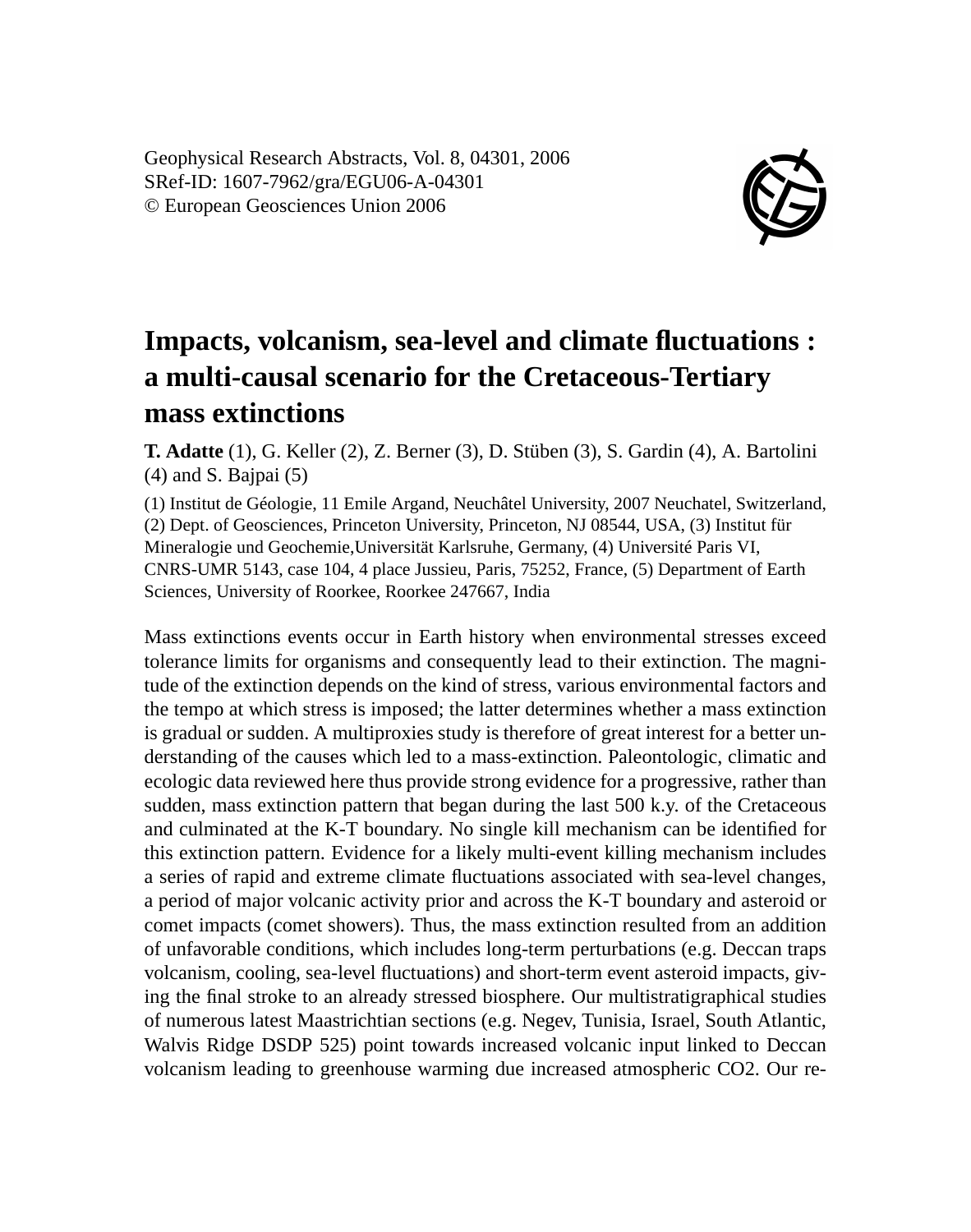Geophysical Research Abstracts, Vol. 8, 04301, 2006
SRef-ID: 1607-7962/gra/EGU06-A-04301
© European Geosciences Union 2006

# Impacts, volcanism, sea-level and climate fluctuations : a multi-causal scenario for the Cretaceous-Tertiary mass extinctions

**T. Adatte** (1), G. Keller (2), Z. Berner (3), D. Stüben (3), S. Gardin (4), A. Bartolini (4) and S. Bajpai (5)

(1) Institut de Géologie, 11 Emile Argand, Neuchâtel University, 2007 Neuchatel, Switzerland, (2) Dept. of Geosciences, Princeton University, Princeton, NJ 08544, USA, (3) Institut für Mineralogie und Geochemie,Universität Karlsruhe, Germany, (4) Université Paris VI, CNRS-UMR 5143, case 104, 4 place Jussieu, Paris, 75252, France, (5) Department of Earth Sciences, University of Roorkee, Roorkee 247667, India

Mass extinctions events occur in Earth history when environmental stresses exceed tolerance limits for organisms and consequently lead to their extinction. The magnitude of the extinction depends on the kind of stress, various environmental factors and the tempo at which stress is imposed; the latter determines whether a mass extinction is gradual or sudden. A multiproxies study is therefore of great interest for a better understanding of the causes which led to a mass-extinction. Paleontologic, climatic and ecologic data reviewed here thus provide strong evidence for a progressive, rather than sudden, mass extinction pattern that began during the last 500 k.y. of the Cretaceous and culminated at the K-T boundary. No single kill mechanism can be identified for this extinction pattern. Evidence for a likely multi-event killing mechanism includes a series of rapid and extreme climate fluctuations associated with sea-level changes, a period of major volcanic activity prior and across the K-T boundary and asteroid or comet impacts (comet showers). Thus, the mass extinction resulted from an addition of unfavorable conditions, which includes long-term perturbations (e.g. Deccan traps volcanism, cooling, sea-level fluctuations) and short-term event asteroid impacts, giving the final stroke to an already stressed biosphere. Our multistratigraphical studies of numerous latest Maastrichtian sections (e.g. Negev, Tunisia, Israel, South Atlantic, Walvis Ridge DSDP 525) point towards increased volcanic input linked to Deccan volcanism leading to greenhouse warming due increased atmospheric $CO_2$. Our re-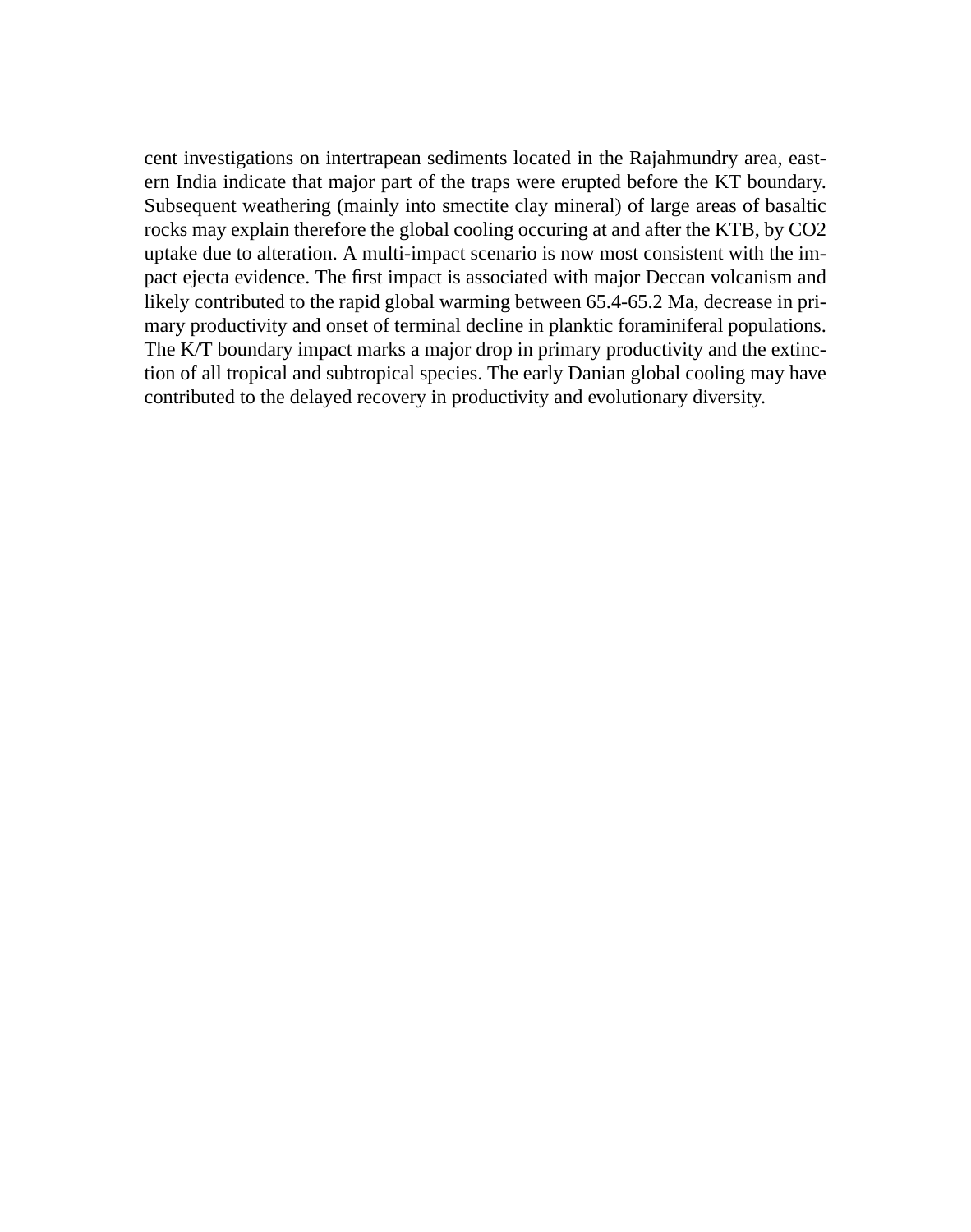cent investigations on intertrapean sediments located in the Rajahmundry area, eastern India indicate that major part of the traps were erupted before the KT boundary. Subsequent weathering (mainly into smectite clay mineral) of large areas of basaltic rocks may explain therefore the global cooling occuring at and after the KTB, by $CO_2$ uptake due to alteration. A multi-impact scenario is now most consistent with the impact ejecta evidence. The first impact is associated with major Deccan volcanism and likely contributed to the rapid global warming between 65.4-65.2 Ma, decrease in primary productivity and onset of terminal decline in planktic foraminiferal populations. The K/T boundary impact marks a major drop in primary productivity and the extinction of all tropical and subtropical species. The early Danian global cooling may have contributed to the delayed recovery in productivity and evolutionary diversity.